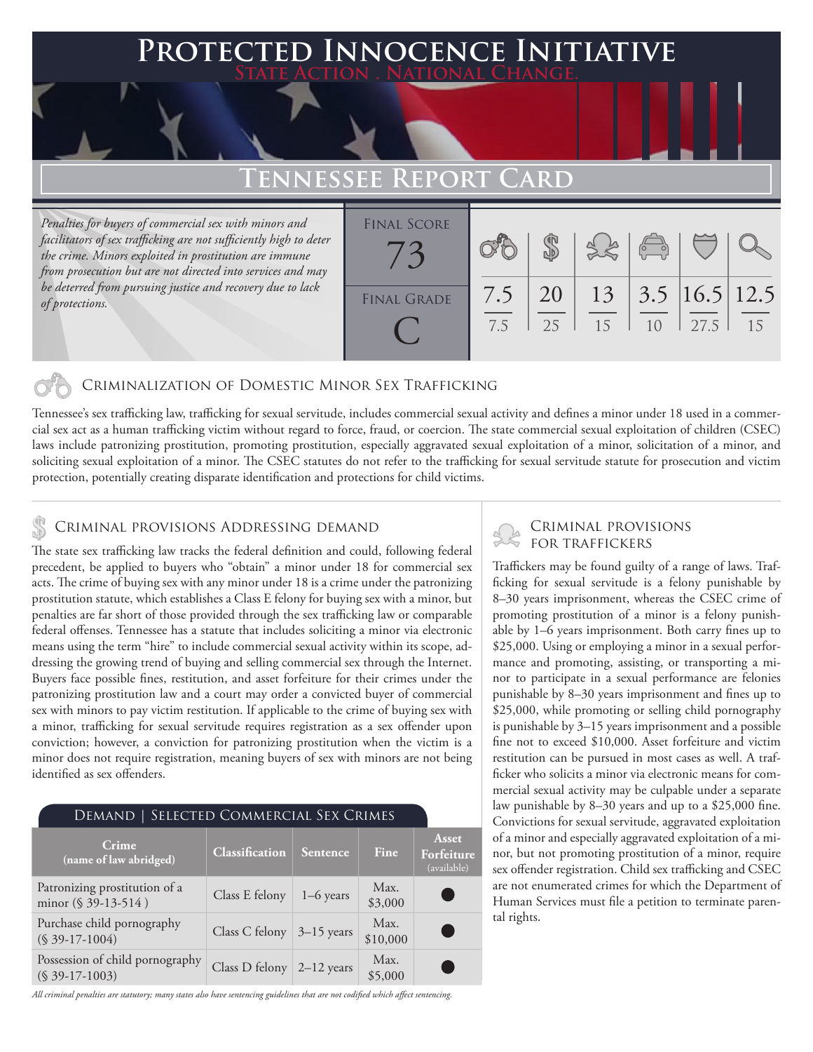# Protected Innocence Initiative

State Action . National Change.

## Tennessee Report Card

*Penalties for buyers of commercial sex with minors and facilitators of sex trafficking are not sufficiently high to deter the crime. Minors exploited in prostitution are immune from prosecution but are not directed into services and may be deterred from pursuing justice and recovery due to lack of protections.*

| Final Score | | | | | | |
|---|---|---|---|---|---|---|
| 73 | 7.5/7.5 | 20/25 | 13/15 | 3.5/10 | 16.5/27.5 | 12.5/15 |
| **Final Grade** | | | | | | |
| C | | | | | | |

### Criminalization of Domestic Minor Sex Trafficking

Tennessee's sex trafficking law, trafficking for sexual servitude, includes commercial sexual activity and defines a minor under 18 used in a commercial sex act as a human trafficking victim without regard to force, fraud, or coercion. The state commercial sexual exploitation of children (CSEC) laws include patronizing prostitution, promoting prostitution, especially aggravated sexual exploitation of a minor, solicitation of a minor, and soliciting sexual exploitation of a minor. The CSEC statutes do not refer to the trafficking for sexual servitude statute for prosecution and victim protection, potentially creating disparate identification and protections for child victims.

### Criminal provisions Addressing demand

The state sex trafficking law tracks the federal definition and could, following federal precedent, be applied to buyers who "obtain" a minor under 18 for commercial sex acts. The crime of buying sex with any minor under 18 is a crime under the patronizing prostitution statute, which establishes a Class E felony for buying sex with a minor, but penalties are far short of those provided through the sex trafficking law or comparable federal offenses. Tennessee has a statute that includes soliciting a minor via electronic means using the term "hire" to include commercial sexual activity within its scope, addressing the growing trend of buying and selling commercial sex through the Internet. Buyers face possible fines, restitution, and asset forfeiture for their crimes under the patronizing prostitution law and a court may order a convicted buyer of commercial sex with minors to pay victim restitution. If applicable to the crime of buying sex with a minor, trafficking for sexual servitude requires registration as a sex offender upon conviction; however, a conviction for patronizing prostitution when the victim is a minor does not require registration, meaning buyers of sex with minors are not being identified as sex offenders.

**Demand | Selected Commercial Sex Crimes**

| Crime (name of law abridged) | Classification | Sentence | Fine | Asset Forfeiture (available) |
|---|---|---|---|---|
| Patronizing prostitution of a minor (§ 39-13-514 ) | Class E felony | 1–6 years | Max. $3,000 | ● |
| Purchase child pornography (§ 39-17-1004) | Class C felony | 3–15 years | Max. $10,000 | ● |
| Possession of child pornography (§ 39-17-1003) | Class D felony | 2–12 years | Max. $5,000 | ● |

*All criminal penalties are statutory; many states also have sentencing guidelines that are not codified which affect sentencing.*

### Criminal provisions for traffickers

Traffickers may be found guilty of a range of laws. Trafficking for sexual servitude is a felony punishable by 8–30 years imprisonment, whereas the CSEC crime of promoting prostitution of a minor is a felony punishable by 1–6 years imprisonment. Both carry fines up to $25,000. Using or employing a minor in a sexual performance and promoting, assisting, or transporting a minor to participate in a sexual performance are felonies punishable by 8–30 years imprisonment and fines up to $25,000, while promoting or selling child pornography is punishable by 3–15 years imprisonment and a possible fine not to exceed $10,000. Asset forfeiture and victim restitution can be pursued in most cases as well. A trafficker who solicits a minor via electronic means for commercial sexual activity may be culpable under a separate law punishable by 8–30 years and up to a $25,000 fine. Convictions for sexual servitude, aggravated exploitation of a minor and especially aggravated exploitation of a minor, but not promoting prostitution of a minor, require sex offender registration. Child sex trafficking and CSEC are not enumerated crimes for which the Department of Human Services must file a petition to terminate parental rights.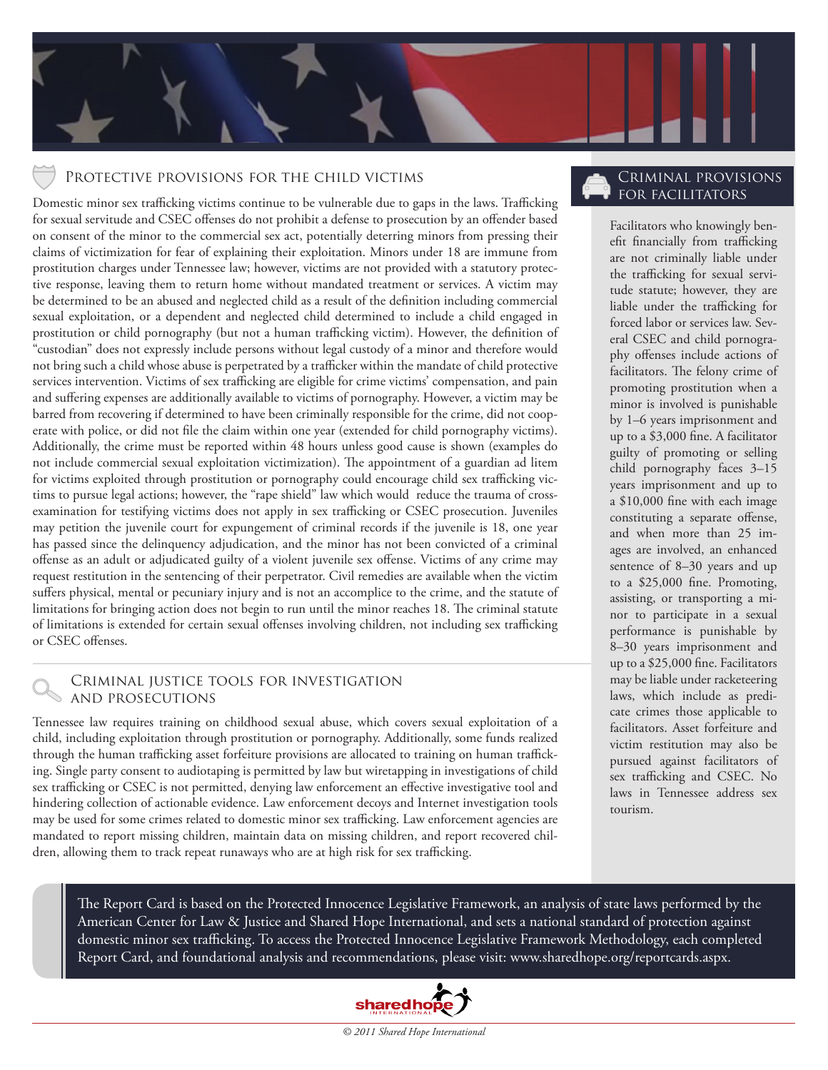## Protective provisions for the child victims

Domestic minor sex trafficking victims continue to be vulnerable due to gaps in the laws. Trafficking for sexual servitude and CSEC offenses do not prohibit a defense to prosecution by an offender based on consent of the minor to the commercial sex act, potentially deterring minors from pressing their claims of victimization for fear of explaining their exploitation. Minors under 18 are immune from prostitution charges under Tennessee law; however, victims are not provided with a statutory protective response, leaving them to return home without mandated treatment or services. A victim may be determined to be an abused and neglected child as a result of the definition including commercial sexual exploitation, or a dependent and neglected child determined to include a child engaged in prostitution or child pornography (but not a human trafficking victim). However, the definition of "custodian" does not expressly include persons without legal custody of a minor and therefore would not bring such a child whose abuse is perpetrated by a trafficker within the mandate of child protective services intervention. Victims of sex trafficking are eligible for crime victims' compensation, and pain and suffering expenses are additionally available to victims of pornography. However, a victim may be barred from recovering if determined to have been criminally responsible for the crime, did not cooperate with police, or did not file the claim within one year (extended for child pornography victims). Additionally, the crime must be reported within 48 hours unless good cause is shown (examples do not include commercial sexual exploitation victimization). The appointment of a guardian ad litem for victims exploited through prostitution or pornography could encourage child sex trafficking victims to pursue legal actions; however, the "rape shield" law which would reduce the trauma of cross-examination for testifying victims does not apply in sex trafficking or CSEC prosecution. Juveniles may petition the juvenile court for expungement of criminal records if the juvenile is 18, one year has passed since the delinquency adjudication, and the minor has not been convicted of a criminal offense as an adult or adjudicated guilty of a violent juvenile sex offense. Victims of any crime may request restitution in the sentencing of their perpetrator. Civil remedies are available when the victim suffers physical, mental or pecuniary injury and is not an accomplice to the crime, and the statute of limitations for bringing action does not begin to run until the minor reaches 18. The criminal statute of limitations is extended for certain sexual offenses involving children, not including sex trafficking or CSEC offenses.

## Criminal justice tools for investigation and prosecutions

Tennessee law requires training on childhood sexual abuse, which covers sexual exploitation of a child, including exploitation through prostitution or pornography. Additionally, some funds realized through the human trafficking asset forfeiture provisions are allocated to training on human trafficking. Single party consent to audiotaping is permitted by law but wiretapping in investigations of child sex trafficking or CSEC is not permitted, denying law enforcement an effective investigative tool and hindering collection of actionable evidence. Law enforcement decoys and Internet investigation tools may be used for some crimes related to domestic minor sex trafficking. Law enforcement agencies are mandated to report missing children, maintain data on missing children, and report recovered children, allowing them to track repeat runaways who are at high risk for sex trafficking.

## Criminal provisions for facilitators

Facilitators who knowingly benefit financially from trafficking are not criminally liable under the trafficking for sexual servitude statute; however, they are liable under the trafficking for forced labor or services law. Several CSEC and child pornography offenses include actions of facilitators. The felony crime of promoting prostitution when a minor is involved is punishable by 1–6 years imprisonment and up to a $3,000 fine. A facilitator guilty of promoting or selling child pornography faces 3–15 years imprisonment and up to a $10,000 fine with each image constituting a separate offense, and when more than 25 images are involved, an enhanced sentence of 8–30 years and up to a $25,000 fine. Promoting, assisting, or transporting a minor to participate in a sexual performance is punishable by 8–30 years imprisonment and up to a $25,000 fine. Facilitators may be liable under racketeering laws, which include as predicate crimes those applicable to facilitators. Asset forfeiture and victim restitution may also be pursued against facilitators of sex trafficking and CSEC. No laws in Tennessee address sex tourism.

The Report Card is based on the Protected Innocence Legislative Framework, an analysis of state laws performed by the American Center for Law & Justice and Shared Hope International, and sets a national standard of protection against domestic minor sex trafficking. To access the Protected Innocence Legislative Framework Methodology, each completed Report Card, and foundational analysis and recommendations, please visit: www.sharedhope.org/reportcards.aspx.

shared hope INTERNATIONAL

*© 2011 Shared Hope International*